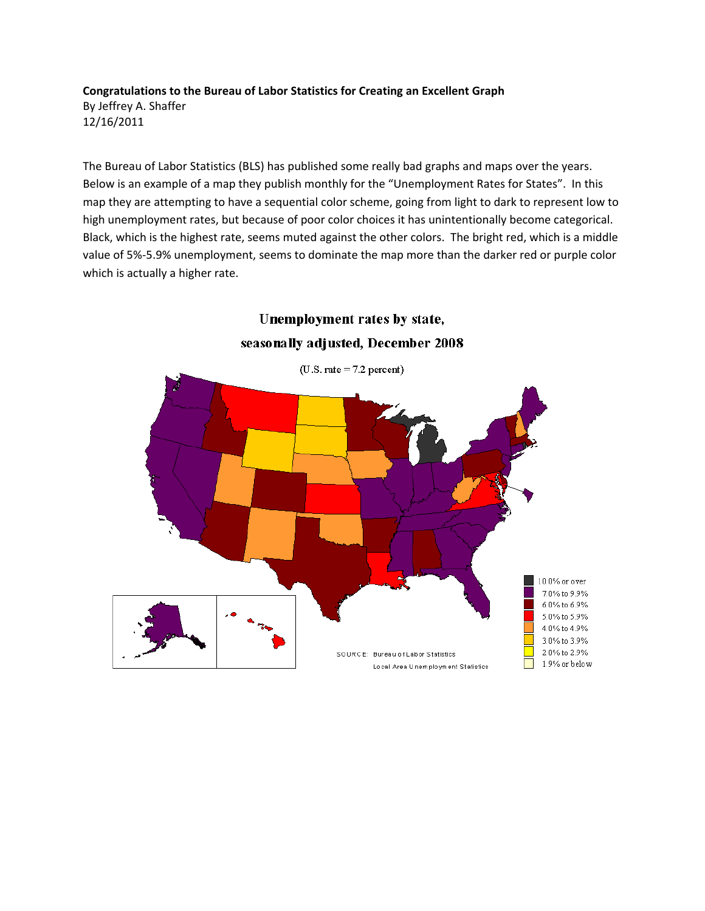**Congratulations to the Bureau of Labor Statistics for Creating an Excellent Graph**

By Jeffrey A. Shaffer

12/16/2011

The Bureau of Labor Statistics (BLS) has published some really bad graphs and maps over the years. Below is an example of a map they publish monthly for the "Unemployment Rates for States". In this map they are attempting to have a sequential color scheme, going from light to dark to represent low to high unemployment rates, but because of poor color choices it has unintentionally become categorical. Black, which is the highest rate, seems muted against the other colors. The bright red, which is a middle value of 5%-5.9% unemployment, seems to dominate the map more than the darker red or purple color which is actually a higher rate.

**Unemployment rates by state, seasonally adjusted, December 2008**

(U.S. rate = 7.2 percent)

- 10.0% or over
- 7.0% to 9.9%
- 6.0% to 6.9%
- 5.0% to 5.9%
- 4.0% to 4.9%
- 3.0% to 3.9%
- 2.0% to 2.9%
- 1.9% or below

SOURCE: Bureau of Labor Statistics
Local Area Unemployment Statistics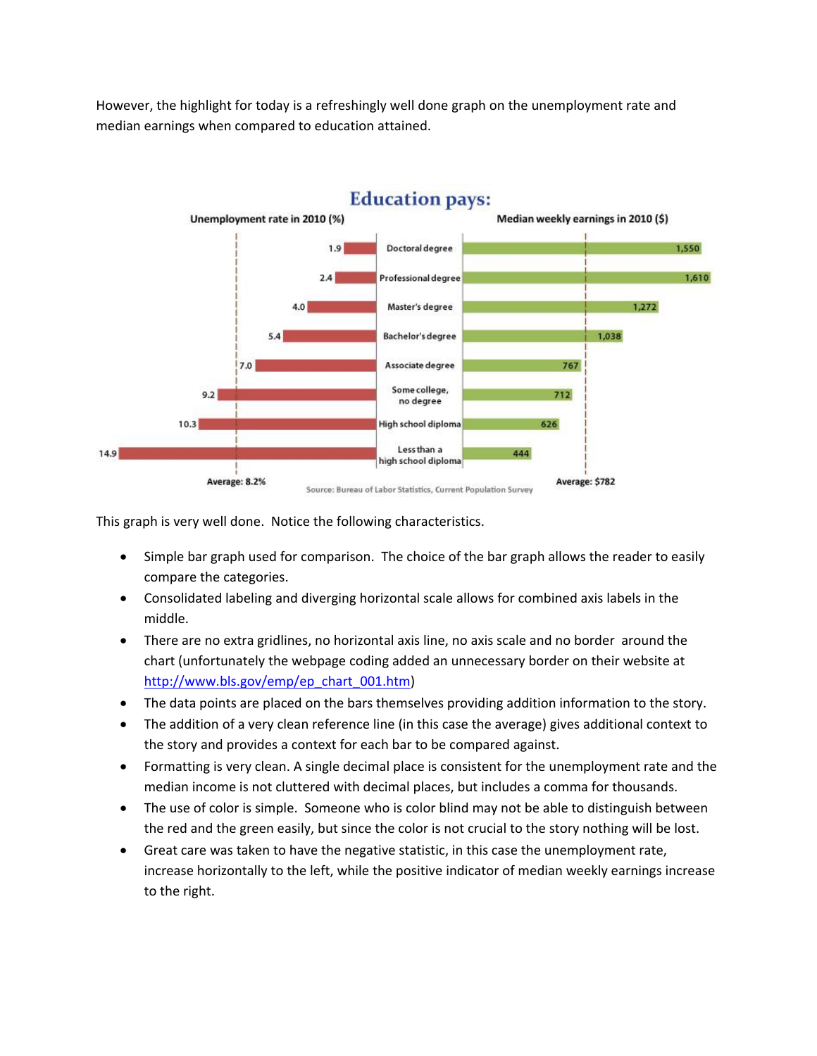However, the highlight for today is a refreshingly well done graph on the unemployment rate and median earnings when compared to education attained.

**Education pays:**

| Unemployment rate in 2010 (%) | | Median weekly earnings in 2010 ($) |
|---|---|---|
| 1.9 | Doctoral degree | 1,550 |
| 2.4 | Professional degree | 1,610 |
| 4.0 | Master's degree | 1,272 |
| 5.4 | Bachelor's degree | 1,038 |
| 7.0 | Associate degree | 767 |
| 9.2 | Some college, no degree | 712 |
| 10.3 | High school diploma | 626 |
| 14.9 | Less than a high school diploma | 444 |
| Average: 8.2% | | Average: $782 |

Source: Bureau of Labor Statistics, Current Population Survey

This graph is very well done. Notice the following characteristics.

- Simple bar graph used for comparison. The choice of the bar graph allows the reader to easily compare the categories.
- Consolidated labeling and diverging horizontal scale allows for combined axis labels in the middle.
- There are no extra gridlines, no horizontal axis line, no axis scale and no border around the chart (unfortunately the webpage coding added an unnecessary border on their website at http://www.bls.gov/emp/ep_chart_001.htm)
- The data points are placed on the bars themselves providing addition information to the story.
- The addition of a very clean reference line (in this case the average) gives additional context to the story and provides a context for each bar to be compared against.
- Formatting is very clean. A single decimal place is consistent for the unemployment rate and the median income is not cluttered with decimal places, but includes a comma for thousands.
- The use of color is simple. Someone who is color blind may not be able to distinguish between the red and the green easily, but since the color is not crucial to the story nothing will be lost.
- Great care was taken to have the negative statistic, in this case the unemployment rate, increase horizontally to the left, while the positive indicator of median weekly earnings increase to the right.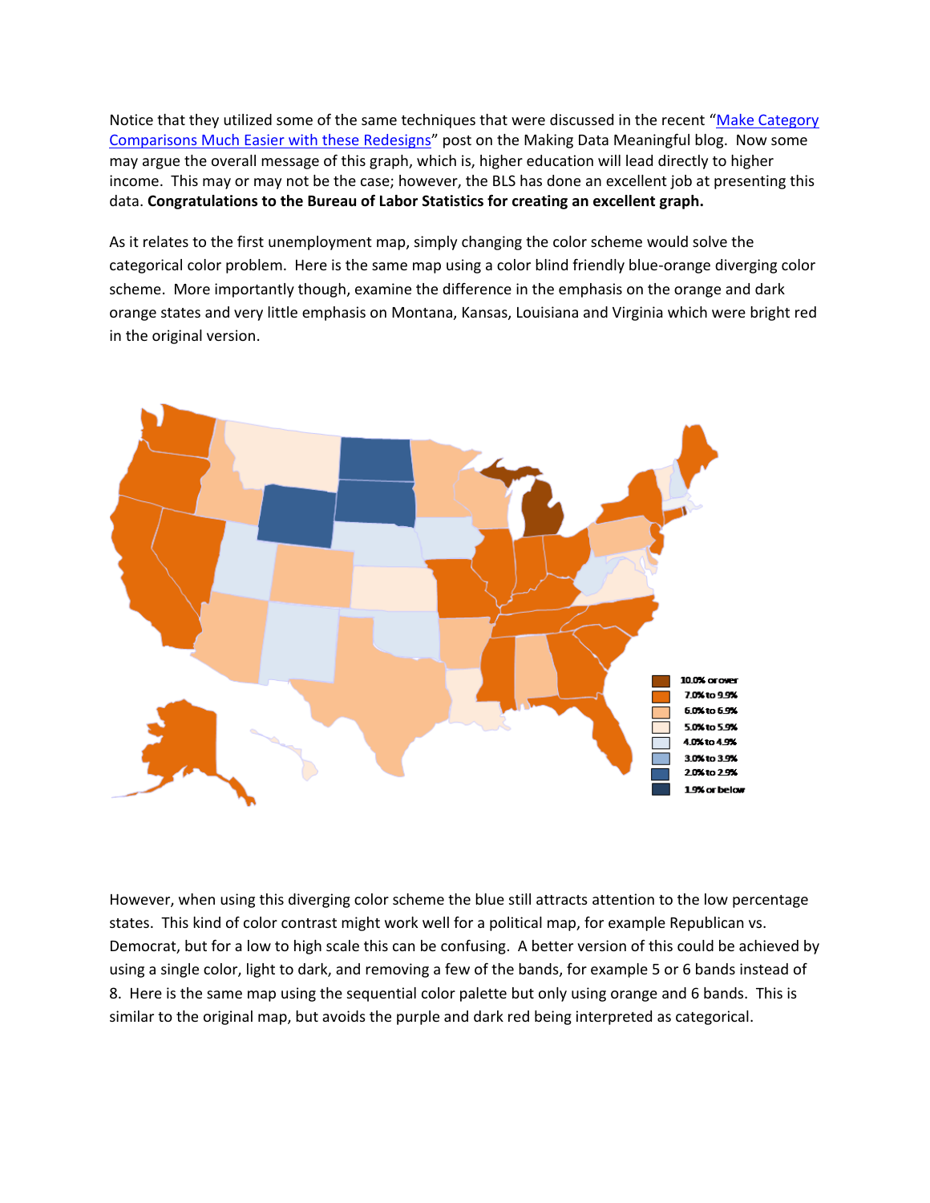Notice that they utilized some of the same techniques that were discussed in the recent "[Make Category Comparisons Much Easier with these Redesigns](#)" post on the Making Data Meaningful blog. Now some may argue the overall message of this graph, which is, higher education will lead directly to higher income. This may or may not be the case; however, the BLS has done an excellent job at presenting this data. **Congratulations to the Bureau of Labor Statistics for creating an excellent graph.**

As it relates to the first unemployment map, simply changing the color scheme would solve the categorical color problem. Here is the same map using a color blind friendly blue-orange diverging color scheme. More importantly though, examine the difference in the emphasis on the orange and dark orange states and very little emphasis on Montana, Kansas, Louisiana and Virginia which were bright red in the original version.

However, when using this diverging color scheme the blue still attracts attention to the low percentage states. This kind of color contrast might work well for a political map, for example Republican vs. Democrat, but for a low to high scale this can be confusing. A better version of this could be achieved by using a single color, light to dark, and removing a few of the bands, for example 5 or 6 bands instead of 8. Here is the same map using the sequential color palette but only using orange and 6 bands. This is similar to the original map, but avoids the purple and dark red being interpreted as categorical.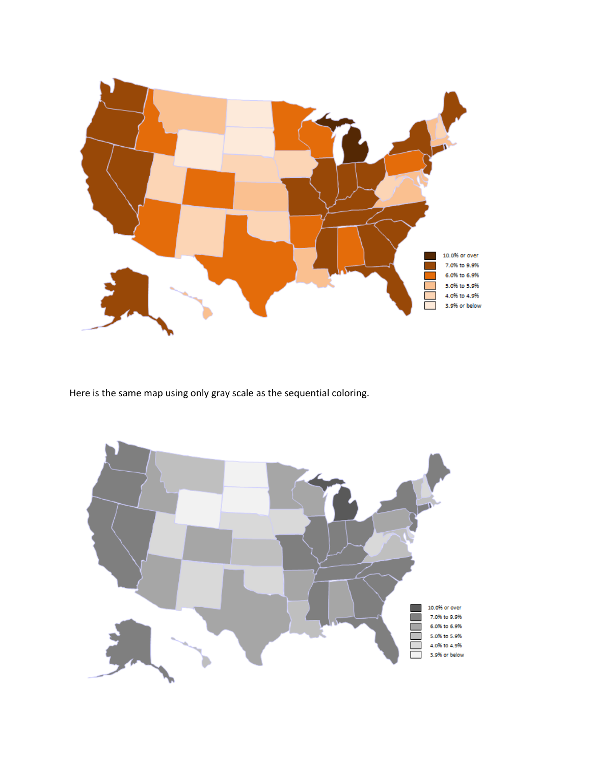Here is the same map using only gray scale as the sequential coloring.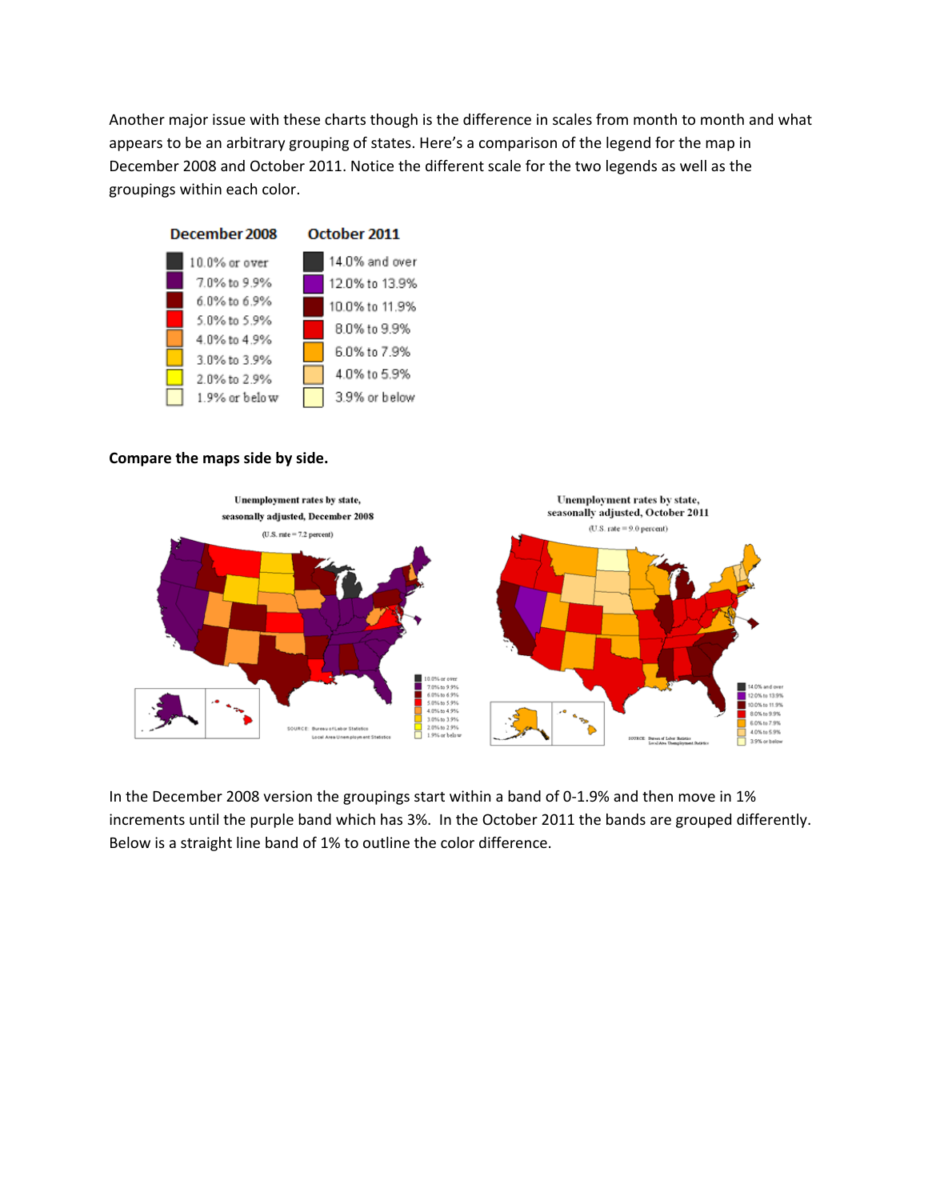Another major issue with these charts though is the difference in scales from month to month and what appears to be an arbitrary grouping of states. Here's a comparison of the legend for the map in December 2008 and October 2011. Notice the different scale for the two legends as well as the groupings within each color.

| December 2008 | October 2011 |
|---|---|
| 10.0% or over | 14.0% and over |
| 7.0% to 9.9% | 12.0% to 13.9% |
| 6.0% to 6.9% | 10.0% to 11.9% |
| 5.0% to 5.9% | 8.0% to 9.9% |
| 4.0% to 4.9% | 6.0% to 7.9% |
| 3.0% to 3.9% | 4.0% to 5.9% |
| 2.0% to 2.9% | 3.9% or below |
| 1.9% or below | |

**Compare the maps side by side.**

In the December 2008 version the groupings start within a band of 0-1.9% and then move in 1% increments until the purple band which has 3%. In the October 2011 the bands are grouped differently. Below is a straight line band of 1% to outline the color difference.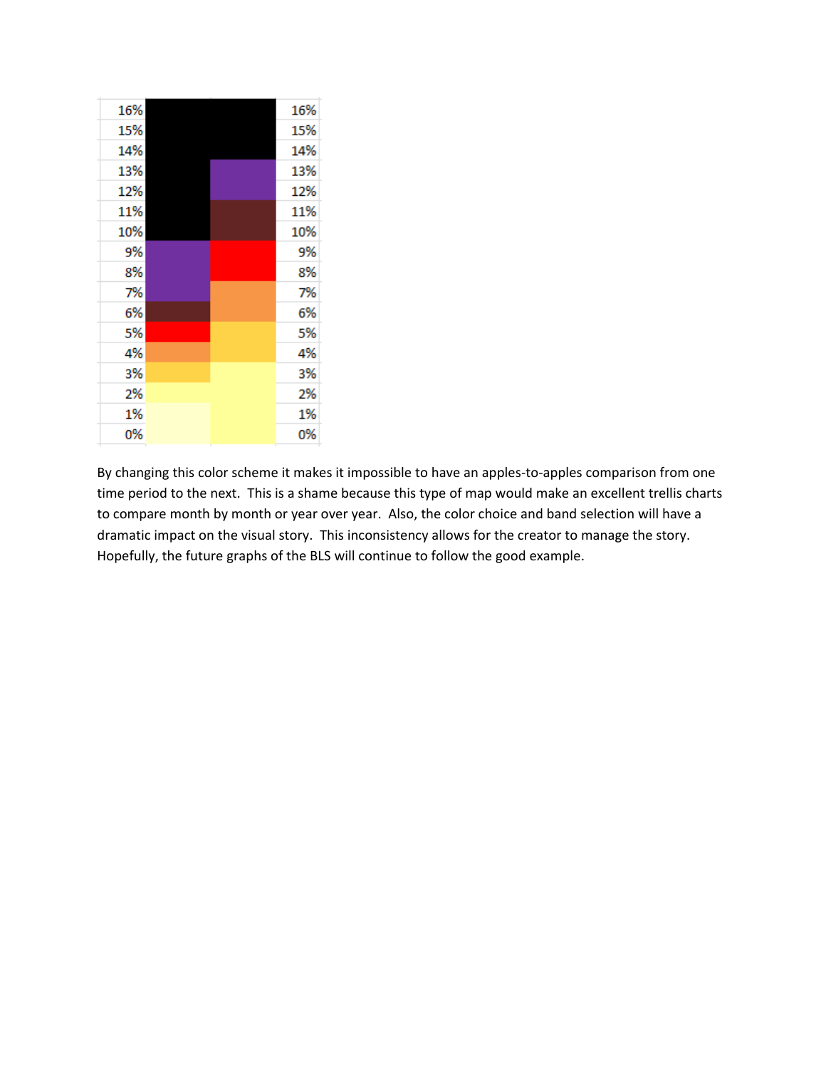16% 16%
15% 15%
14% 14%
13% 13%
12% 12%
11% 11%
10% 10%
9% 9%
8% 8%
7% 7%
6% 6%
5% 5%
4% 4%
3% 3%
2% 2%
1% 1%
0% 0%

By changing this color scheme it makes it impossible to have an apples-to-apples comparison from one time period to the next. This is a shame because this type of map would make an excellent trellis charts to compare month by month or year over year. Also, the color choice and band selection will have a dramatic impact on the visual story. This inconsistency allows for the creator to manage the story. Hopefully, the future graphs of the BLS will continue to follow the good example.